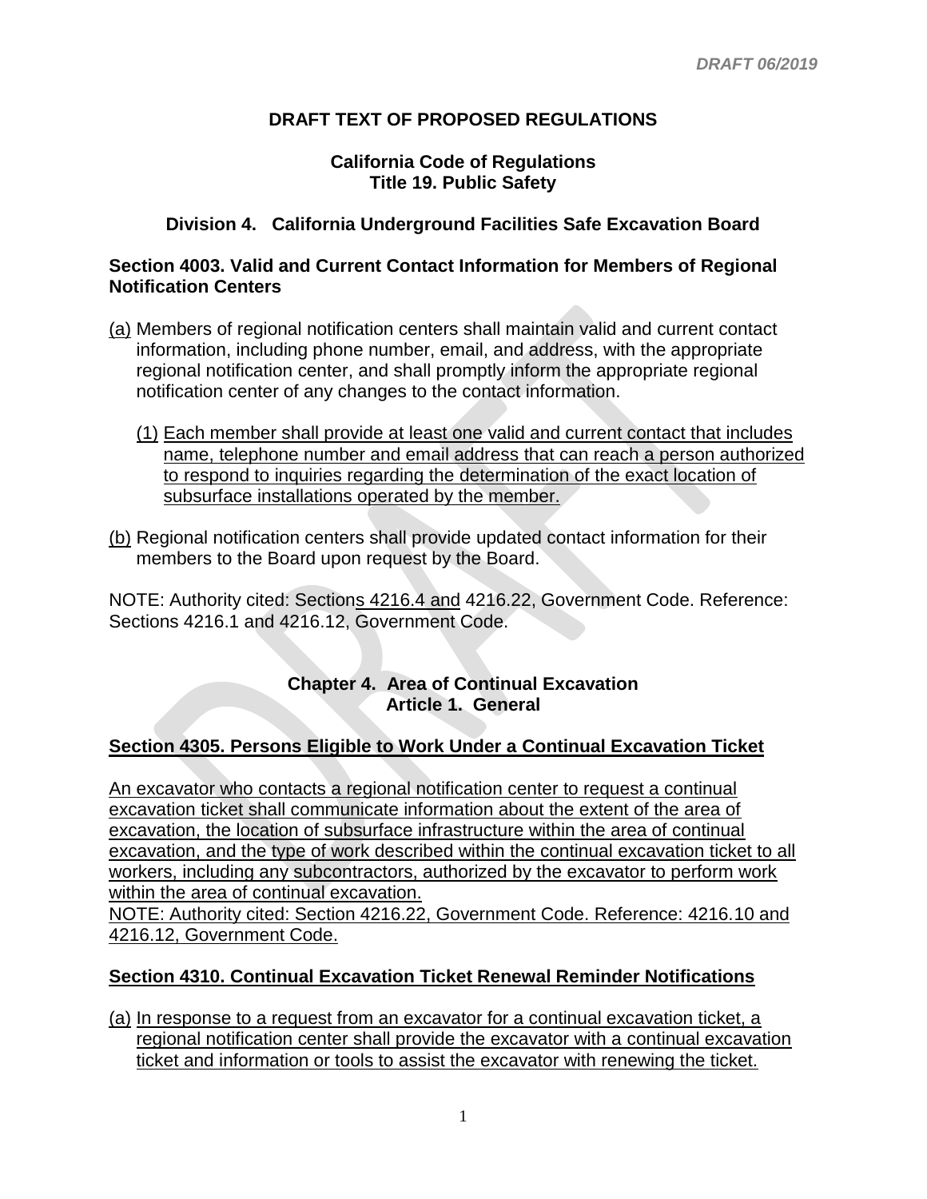**DRAFT 06/2019**

# DRAFT TEXT OF PROPOSED REGULATIONS

**California Code of Regulations**
**Title 19. Public Safety**

## Division 4. California Underground Facilities Safe Excavation Board

### Section 4003. Valid and Current Contact Information for Members of Regional Notification Centers

(a) Members of regional notification centers shall maintain valid and current contact information, including phone number, email, and address, with the appropriate regional notification center, and shall promptly inform the appropriate regional notification center of any changes to the contact information.

(1) Each member shall provide at least one valid and current contact that includes name, telephone number and email address that can reach a person authorized to respond to inquiries regarding the determination of the exact location of subsurface installations operated by the member.

(b) Regional notification centers shall provide updated contact information for their members to the Board upon request by the Board.

NOTE: Authority cited: Sections 4216.4 and 4216.22, Government Code. Reference: Sections 4216.1 and 4216.12, Government Code.

## Chapter 4. Area of Continual Excavation
## Article 1. General

### Section 4305. Persons Eligible to Work Under a Continual Excavation Ticket

An excavator who contacts a regional notification center to request a continual excavation ticket shall communicate information about the extent of the area of excavation, the location of subsurface infrastructure within the area of continual excavation, and the type of work described within the continual excavation ticket to all workers, including any subcontractors, authorized by the excavator to perform work within the area of continual excavation.
NOTE: Authority cited: Section 4216.22, Government Code. Reference: 4216.10 and 4216.12, Government Code.

### Section 4310. Continual Excavation Ticket Renewal Reminder Notifications

(a) In response to a request from an excavator for a continual excavation ticket, a regional notification center shall provide the excavator with a continual excavation ticket and information or tools to assist the excavator with renewing the ticket.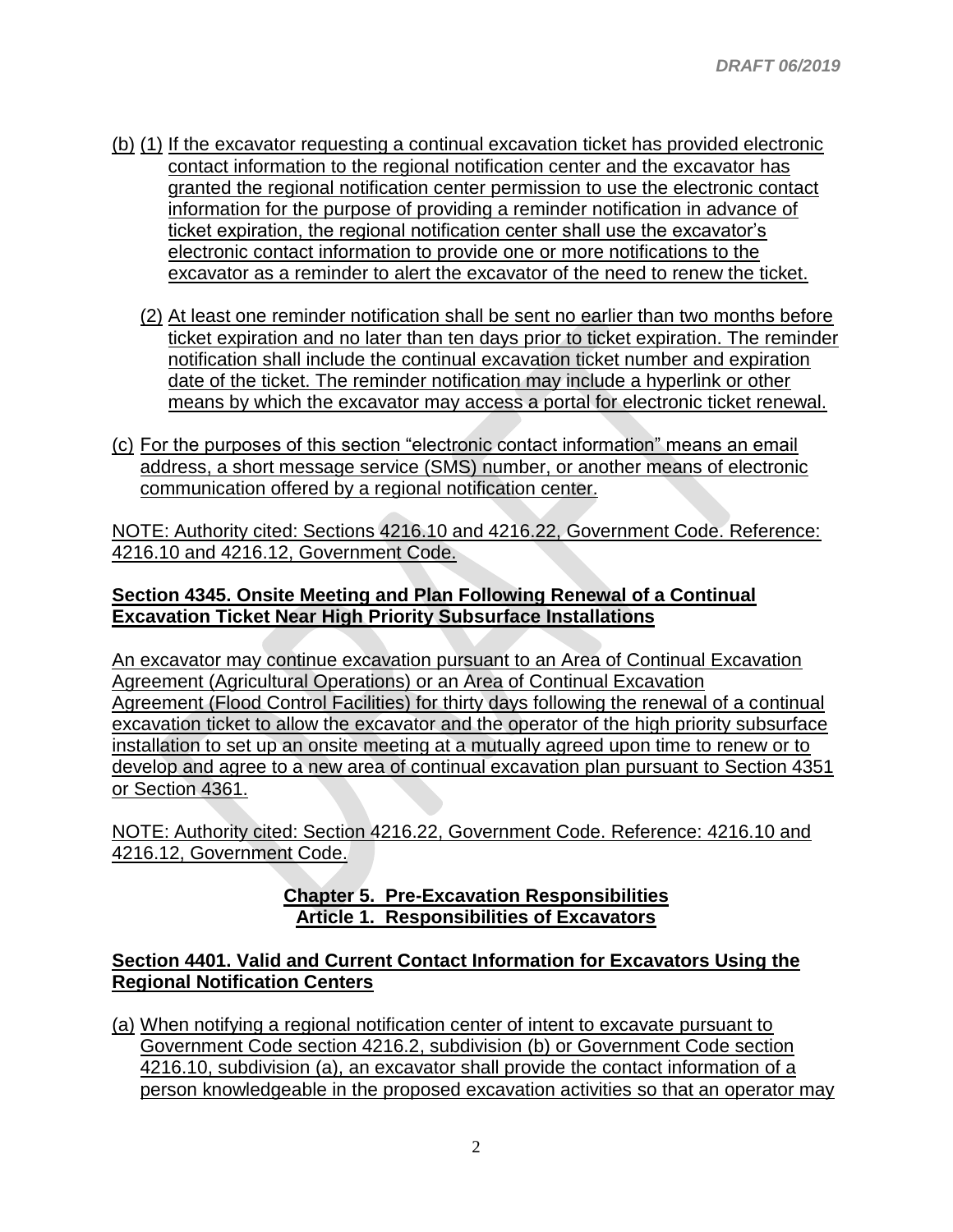(b) (1) If the excavator requesting a continual excavation ticket has provided electronic contact information to the regional notification center and the excavator has granted the regional notification center permission to use the electronic contact information for the purpose of providing a reminder notification in advance of ticket expiration, the regional notification center shall use the excavator's electronic contact information to provide one or more notifications to the excavator as a reminder to alert the excavator of the need to renew the ticket.

(2) At least one reminder notification shall be sent no earlier than two months before ticket expiration and no later than ten days prior to ticket expiration. The reminder notification shall include the continual excavation ticket number and expiration date of the ticket. The reminder notification may include a hyperlink or other means by which the excavator may access a portal for electronic ticket renewal.

(c) For the purposes of this section "electronic contact information" means an email address, a short message service (SMS) number, or another means of electronic communication offered by a regional notification center.

NOTE: Authority cited: Sections 4216.10 and 4216.22, Government Code. Reference: 4216.10 and 4216.12, Government Code.

**Section 4345. Onsite Meeting and Plan Following Renewal of a Continual Excavation Ticket Near High Priority Subsurface Installations**

An excavator may continue excavation pursuant to an Area of Continual Excavation Agreement (Agricultural Operations) or an Area of Continual Excavation Agreement (Flood Control Facilities) for thirty days following the renewal of a continual excavation ticket to allow the excavator and the operator of the high priority subsurface installation to set up an onsite meeting at a mutually agreed upon time to renew or to develop and agree to a new area of continual excavation plan pursuant to Section 4351 or Section 4361.

NOTE: Authority cited: Section 4216.22, Government Code. Reference: 4216.10 and 4216.12, Government Code.

**Chapter 5. Pre-Excavation Responsibilities**
**Article 1. Responsibilities of Excavators**

**Section 4401. Valid and Current Contact Information for Excavators Using the Regional Notification Centers**

(a) When notifying a regional notification center of intent to excavate pursuant to Government Code section 4216.2, subdivision (b) or Government Code section 4216.10, subdivision (a), an excavator shall provide the contact information of a person knowledgeable in the proposed excavation activities so that an operator may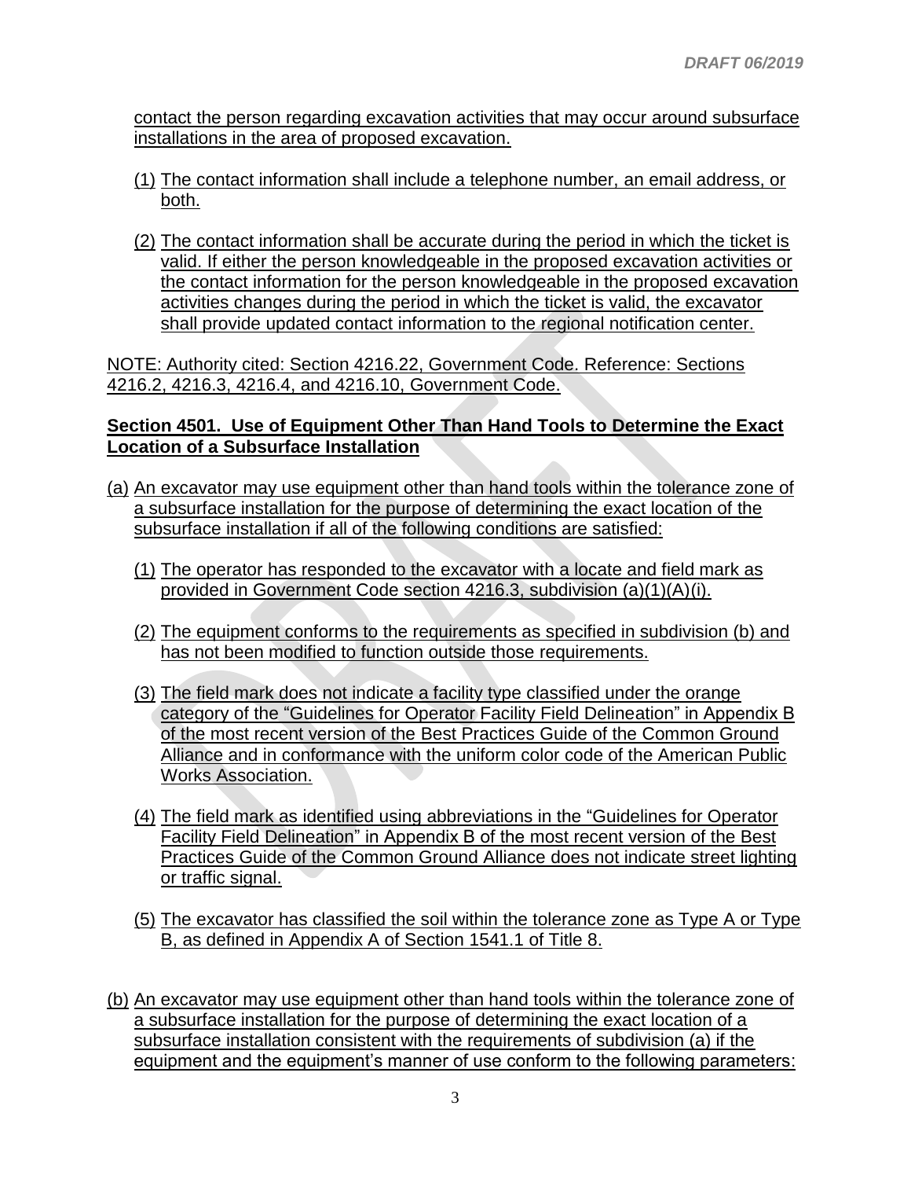contact the person regarding excavation activities that may occur around subsurface installations in the area of proposed excavation.

(1) The contact information shall include a telephone number, an email address, or both.

(2) The contact information shall be accurate during the period in which the ticket is valid. If either the person knowledgeable in the proposed excavation activities or the contact information for the person knowledgeable in the proposed excavation activities changes during the period in which the ticket is valid, the excavator shall provide updated contact information to the regional notification center.

NOTE: Authority cited: Section 4216.22, Government Code. Reference: Sections 4216.2, 4216.3, 4216.4, and 4216.10, Government Code.

**Section 4501. Use of Equipment Other Than Hand Tools to Determine the Exact Location of a Subsurface Installation**

(a) An excavator may use equipment other than hand tools within the tolerance zone of a subsurface installation for the purpose of determining the exact location of the subsurface installation if all of the following conditions are satisfied:

(1) The operator has responded to the excavator with a locate and field mark as provided in Government Code section 4216.3, subdivision (a)(1)(A)(i).

(2) The equipment conforms to the requirements as specified in subdivision (b) and has not been modified to function outside those requirements.

(3) The field mark does not indicate a facility type classified under the orange category of the "Guidelines for Operator Facility Field Delineation" in Appendix B of the most recent version of the Best Practices Guide of the Common Ground Alliance and in conformance with the uniform color code of the American Public Works Association.

(4) The field mark as identified using abbreviations in the "Guidelines for Operator Facility Field Delineation" in Appendix B of the most recent version of the Best Practices Guide of the Common Ground Alliance does not indicate street lighting or traffic signal.

(5) The excavator has classified the soil within the tolerance zone as Type A or Type B, as defined in Appendix A of Section 1541.1 of Title 8.

(b) An excavator may use equipment other than hand tools within the tolerance zone of a subsurface installation for the purpose of determining the exact location of a subsurface installation consistent with the requirements of subdivision (a) if the equipment and the equipment's manner of use conform to the following parameters: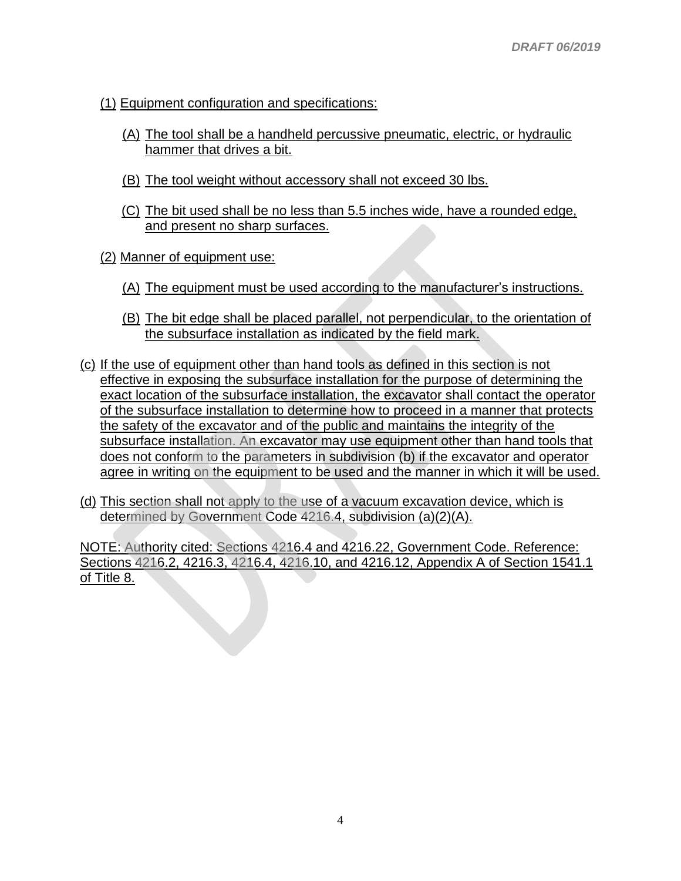(1) Equipment configuration and specifications:

(A) The tool shall be a handheld percussive pneumatic, electric, or hydraulic hammer that drives a bit.

(B) The tool weight without accessory shall not exceed 30 lbs.

(C) The bit used shall be no less than 5.5 inches wide, have a rounded edge, and present no sharp surfaces.

(2) Manner of equipment use:

(A) The equipment must be used according to the manufacturer's instructions.

(B) The bit edge shall be placed parallel, not perpendicular, to the orientation of the subsurface installation as indicated by the field mark.

(c) If the use of equipment other than hand tools as defined in this section is not effective in exposing the subsurface installation for the purpose of determining the exact location of the subsurface installation, the excavator shall contact the operator of the subsurface installation to determine how to proceed in a manner that protects the safety of the excavator and of the public and maintains the integrity of the subsurface installation. An excavator may use equipment other than hand tools that does not conform to the parameters in subdivision (b) if the excavator and operator agree in writing on the equipment to be used and the manner in which it will be used.

(d) This section shall not apply to the use of a vacuum excavation device, which is determined by Government Code 4216.4, subdivision (a)(2)(A).

NOTE: Authority cited: Sections 4216.4 and 4216.22, Government Code. Reference: Sections 4216.2, 4216.3, 4216.4, 4216.10, and 4216.12, Appendix A of Section 1541.1 of Title 8.